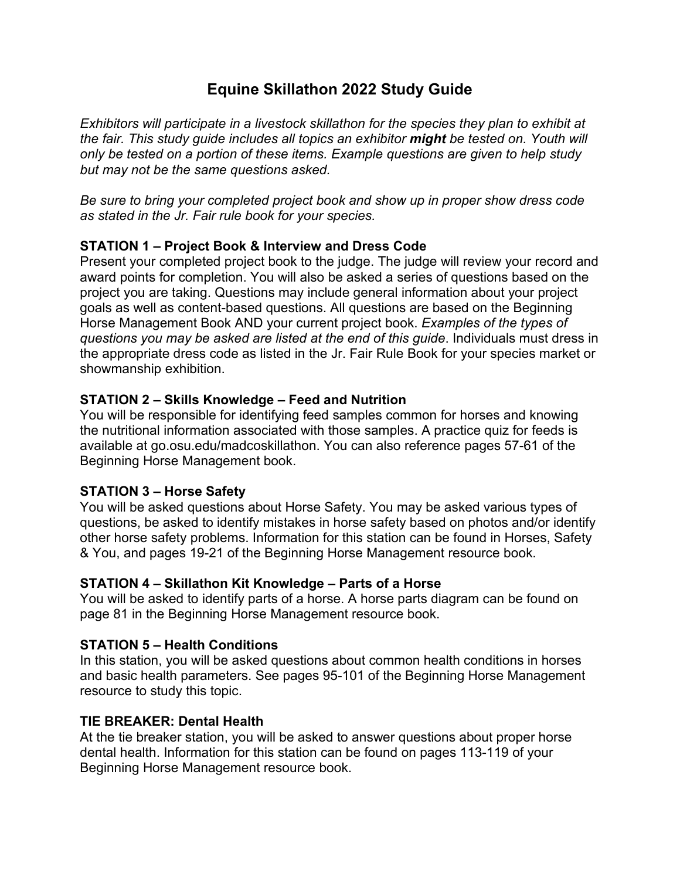# Equine Skillathon 2022 Study Guide

*Exhibitors will participate in a livestock skillathon for the species they plan to exhibit at the fair. This study guide includes all topics an exhibitor **might** be tested on. Youth will only be tested on a portion of these items. Example questions are given to help study but may not be the same questions asked.*

*Be sure to bring your completed project book and show up in proper show dress code as stated in the Jr. Fair rule book for your species.*

### STATION 1 – Project Book & Interview and Dress Code

Present your completed project book to the judge. The judge will review your record and award points for completion. You will also be asked a series of questions based on the project you are taking. Questions may include general information about your project goals as well as content-based questions. All questions are based on the Beginning Horse Management Book AND your current project book. *Examples of the types of questions you may be asked are listed at the end of this guide*. Individuals must dress in the appropriate dress code as listed in the Jr. Fair Rule Book for your species market or showmanship exhibition.

### STATION 2 – Skills Knowledge – Feed and Nutrition

You will be responsible for identifying feed samples common for horses and knowing the nutritional information associated with those samples. A practice quiz for feeds is available at go.osu.edu/madcoskillathon. You can also reference pages 57-61 of the Beginning Horse Management book.

### STATION 3 – Horse Safety

You will be asked questions about Horse Safety. You may be asked various types of questions, be asked to identify mistakes in horse safety based on photos and/or identify other horse safety problems. Information for this station can be found in Horses, Safety & You, and pages 19-21 of the Beginning Horse Management resource book.

### STATION 4 – Skillathon Kit Knowledge – Parts of a Horse

You will be asked to identify parts of a horse. A horse parts diagram can be found on page 81 in the Beginning Horse Management resource book.

### STATION 5 – Health Conditions

In this station, you will be asked questions about common health conditions in horses and basic health parameters. See pages 95-101 of the Beginning Horse Management resource to study this topic.

### TIE BREAKER: Dental Health

At the tie breaker station, you will be asked to answer questions about proper horse dental health. Information for this station can be found on pages 113-119 of your Beginning Horse Management resource book.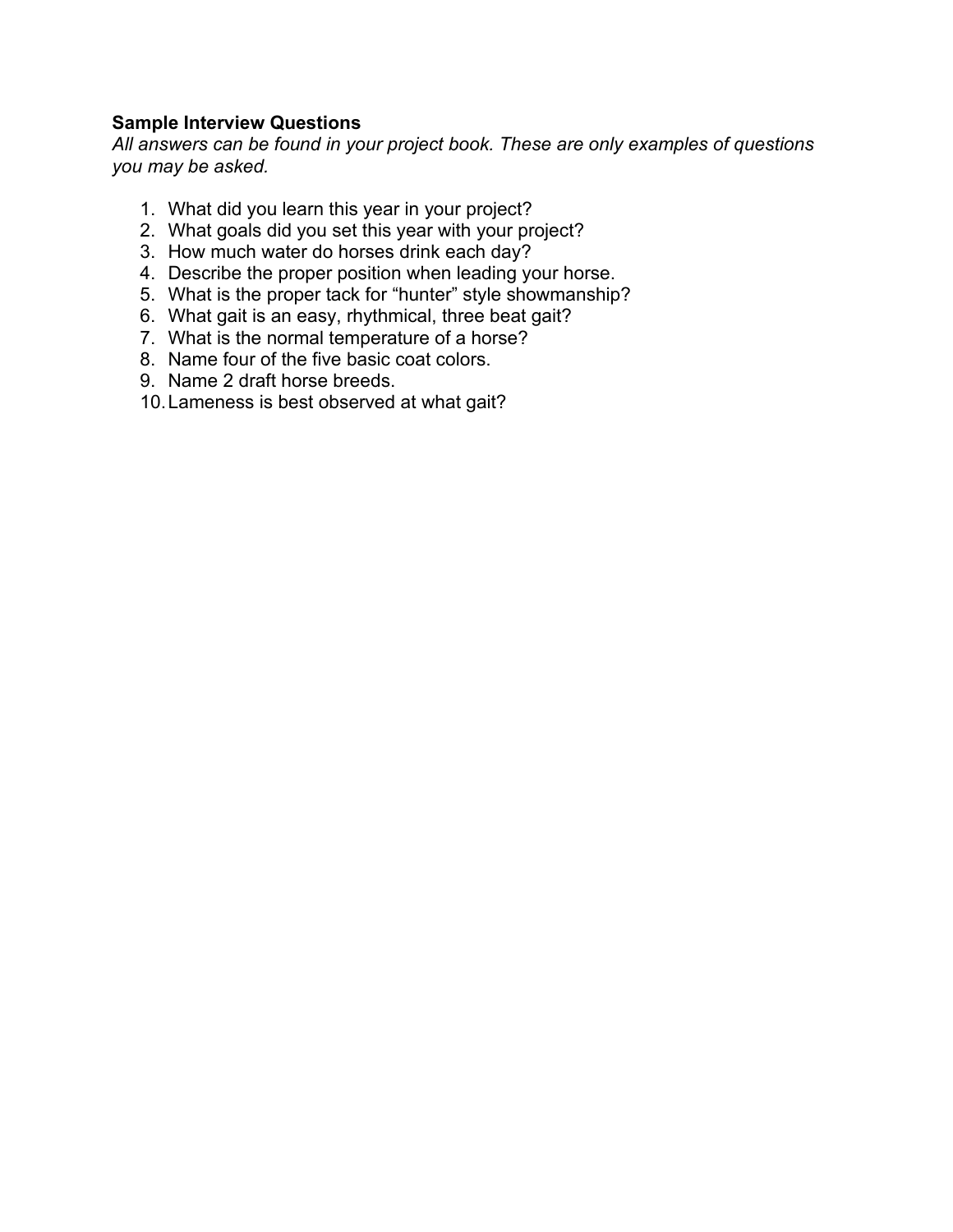**Sample Interview Questions**

*All answers can be found in your project book. These are only examples of questions you may be asked.*

1. What did you learn this year in your project?
2. What goals did you set this year with your project?
3. How much water do horses drink each day?
4. Describe the proper position when leading your horse.
5. What is the proper tack for “hunter” style showmanship?
6. What gait is an easy, rhythmical, three beat gait?
7. What is the normal temperature of a horse?
8. Name four of the five basic coat colors.
9. Name 2 draft horse breeds.
10. Lameness is best observed at what gait?